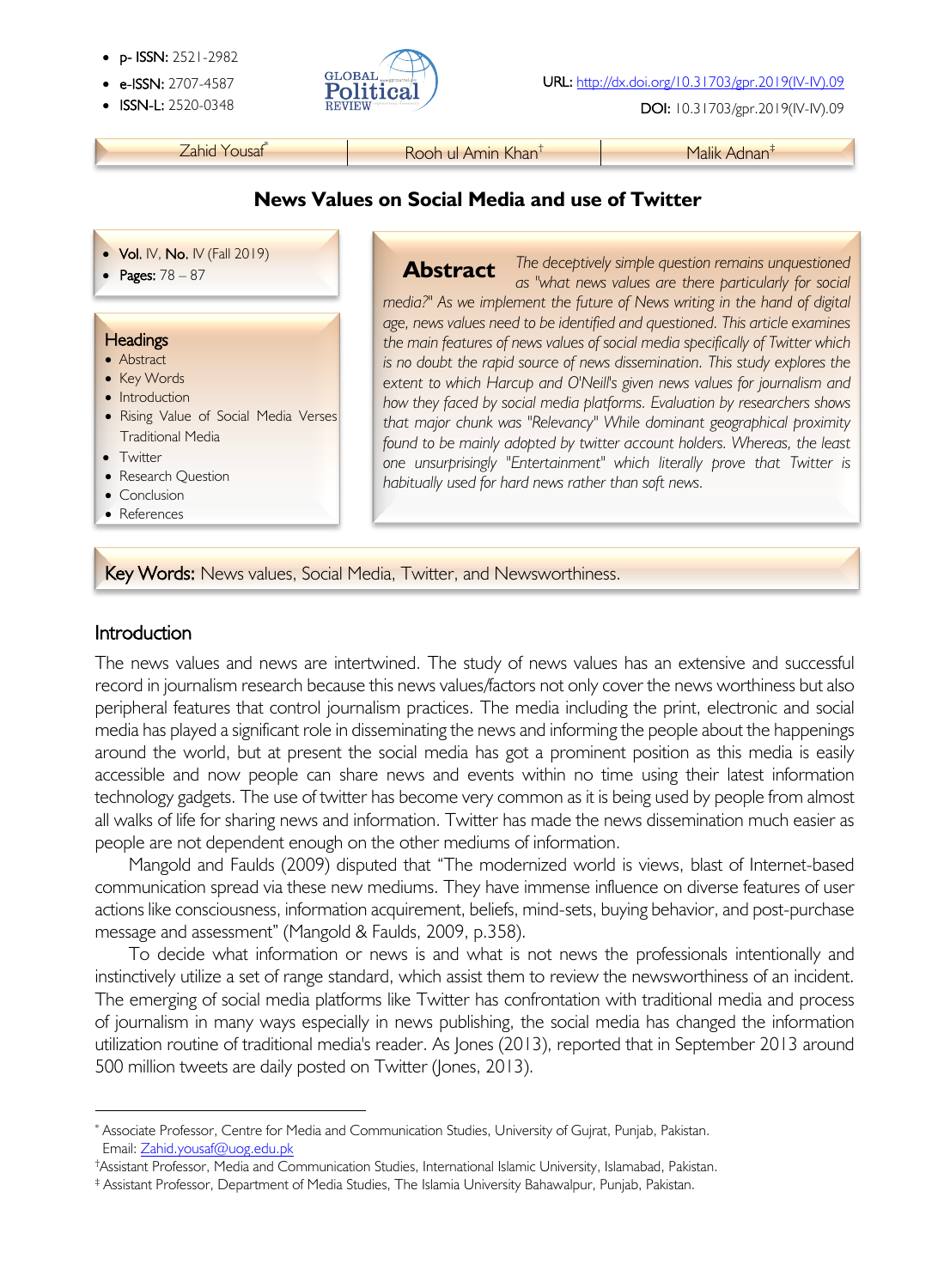- p- ISSN: 2521-2982
- e-ISSN: 2707-4587
- ISSN-L: 2520-0348

URL: http://dx.doi.org/10.31703/gpr.2019(IV-IV).09

DOI: 10.31703/gpr.2019(IV-IV).09

Zahid Yousaf[*] | Rooh ul Amin Khan[†] | Malik Adnan[‡]

# News Values on Social Media and use of Twitter

- **Vol.** IV, **No.** IV (Fall 2019)
- **Pages:** 78 – 87

**Headings**
- Abstract
- Key Words
- Introduction
- Rising Value of Social Media Verses Traditional Media
- Twitter
- Research Question
- Conclusion
- References

**Abstract** *The deceptively simple question remains unquestioned as "what news values are there particularly for social media?" As we implement the future of News writing in the hand of digital age, news values need to be identified and questioned. This article examines the main features of news values of social media specifically of Twitter which is no doubt the rapid source of news dissemination. This study explores the extent to which Harcup and O'Neill's given news values for journalism and how they faced by social media platforms. Evaluation by researchers shows that major chunk was "Relevancy" While dominant geographical proximity found to be mainly adopted by twitter account holders. Whereas, the least one unsurprisingly "Entertainment" which literally prove that Twitter is habitually used for hard news rather than soft news.*

**Key Words:** News values, Social Media, Twitter, and Newsworthiness.

## Introduction

The news values and news are intertwined. The study of news values has an extensive and successful record in journalism research because this news values/factors not only cover the news worthiness but also peripheral features that control journalism practices. The media including the print, electronic and social media has played a significant role in disseminating the news and informing the people about the happenings around the world, but at present the social media has got a prominent position as this media is easily accessible and now people can share news and events within no time using their latest information technology gadgets. The use of twitter has become very common as it is being used by people from almost all walks of life for sharing news and information. Twitter has made the news dissemination much easier as people are not dependent enough on the other mediums of information.

Mangold and Faulds (2009) disputed that "The modernized world is views, blast of Internet-based communication spread via these new mediums. They have immense influence on diverse features of user actions like consciousness, information acquirement, beliefs, mind-sets, buying behavior, and post-purchase message and assessment" (Mangold & Faulds, 2009, p.358).

To decide what information or news is and what is not news the professionals intentionally and instinctively utilize a set of range standard, which assist them to review the newsworthiness of an incident. The emerging of social media platforms like Twitter has confrontation with traditional media and process of journalism in many ways especially in news publishing, the social media has changed the information utilization routine of traditional media's reader. As Jones (2013), reported that in September 2013 around 500 million tweets are daily posted on Twitter (Jones, 2013).

---

[*] Associate Professor, Centre for Media and Communication Studies, University of Gujrat, Punjab, Pakistan. Email: Zahid.yousaf@uog.edu.pk

[†] Assistant Professor, Media and Communication Studies, International Islamic University, Islamabad, Pakistan.

[‡] Assistant Professor, Department of Media Studies, The Islamia University Bahawalpur, Punjab, Pakistan.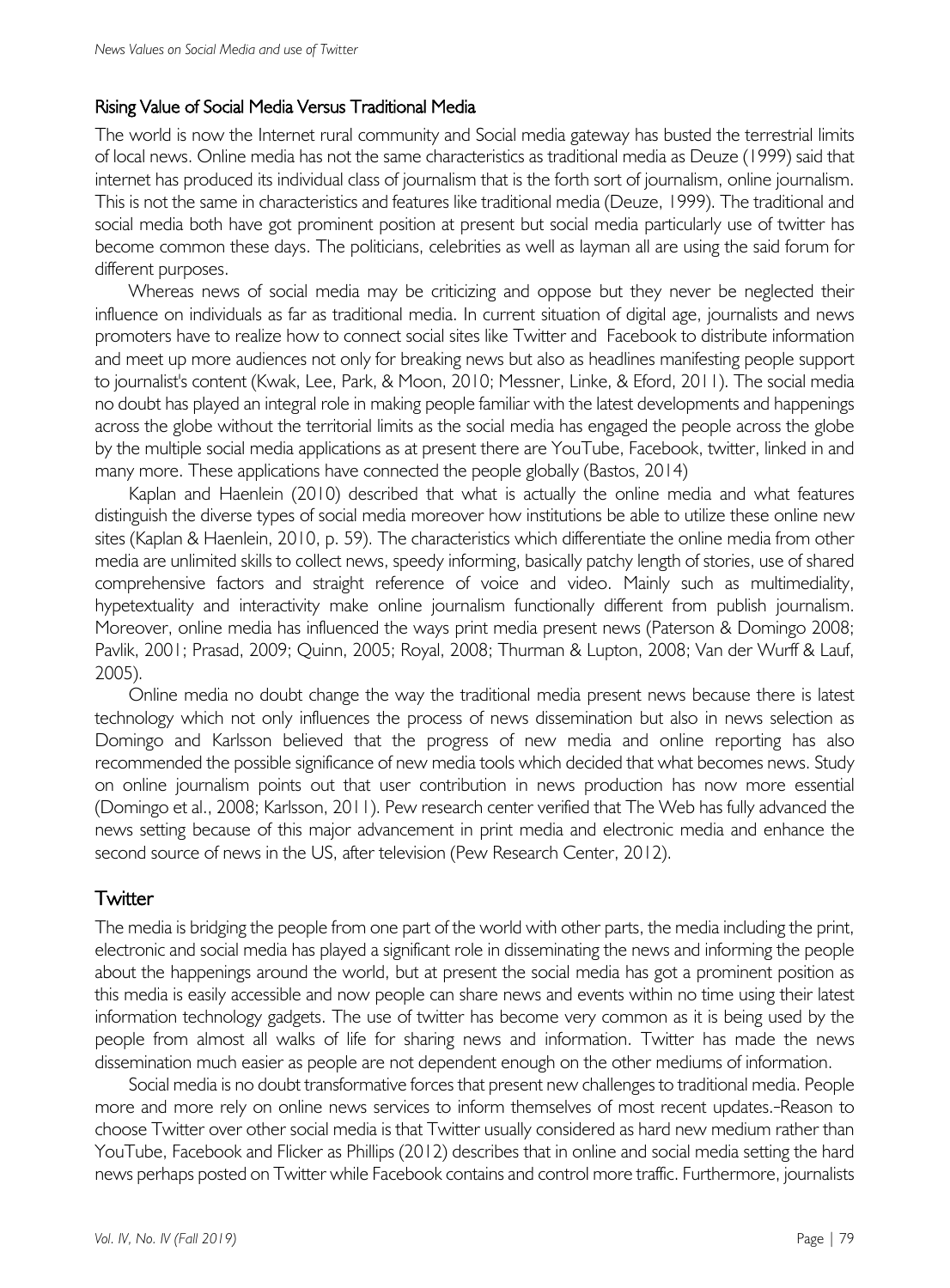## Rising Value of Social Media Versus Traditional Media

The world is now the Internet rural community and Social media gateway has busted the terrestrial limits of local news. Online media has not the same characteristics as traditional media as Deuze (1999) said that internet has produced its individual class of journalism that is the forth sort of journalism, online journalism. This is not the same in characteristics and features like traditional media (Deuze, 1999). The traditional and social media both have got prominent position at present but social media particularly use of twitter has become common these days. The politicians, celebrities as well as layman all are using the said forum for different purposes.

Whereas news of social media may be criticizing and oppose but they never be neglected their influence on individuals as far as traditional media. In current situation of digital age, journalists and news promoters have to realize how to connect social sites like Twitter and Facebook to distribute information and meet up more audiences not only for breaking news but also as headlines manifesting people support to journalist's content (Kwak, Lee, Park, & Moon, 2010; Messner, Linke, & Eford, 2011). The social media no doubt has played an integral role in making people familiar with the latest developments and happenings across the globe without the territorial limits as the social media has engaged the people across the globe by the multiple social media applications as at present there are YouTube, Facebook, twitter, linked in and many more. These applications have connected the people globally (Bastos, 2014)

Kaplan and Haenlein (2010) described that what is actually the online media and what features distinguish the diverse types of social media moreover how institutions be able to utilize these online new sites (Kaplan & Haenlein, 2010, p. 59). The characteristics which differentiate the online media from other media are unlimited skills to collect news, speedy informing, basically patchy length of stories, use of shared comprehensive factors and straight reference of voice and video. Mainly such as multimediality, hypetextuality and interactivity make online journalism functionally different from publish journalism. Moreover, online media has influenced the ways print media present news (Paterson & Domingo 2008; Pavlik, 2001; Prasad, 2009; Quinn, 2005; Royal, 2008; Thurman & Lupton, 2008; Van der Wurff & Lauf, 2005).

Online media no doubt change the way the traditional media present news because there is latest technology which not only influences the process of news dissemination but also in news selection as Domingo and Karlsson believed that the progress of new media and online reporting has also recommended the possible significance of new media tools which decided that what becomes news. Study on online journalism points out that user contribution in news production has now more essential (Domingo et al., 2008; Karlsson, 2011). Pew research center verified that The Web has fully advanced the news setting because of this major advancement in print media and electronic media and enhance the second source of news in the US, after television (Pew Research Center, 2012).

## Twitter

The media is bridging the people from one part of the world with other parts, the media including the print, electronic and social media has played a significant role in disseminating the news and informing the people about the happenings around the world, but at present the social media has got a prominent position as this media is easily accessible and now people can share news and events within no time using their latest information technology gadgets. The use of twitter has become very common as it is being used by the people from almost all walks of life for sharing news and information. Twitter has made the news dissemination much easier as people are not dependent enough on the other mediums of information.

Social media is no doubt transformative forces that present new challenges to traditional media. People more and more rely on online news services to inform themselves of most recent updates.-Reason to choose Twitter over other social media is that Twitter usually considered as hard new medium rather than YouTube, Facebook and Flicker as Phillips (2012) describes that in online and social media setting the hard news perhaps posted on Twitter while Facebook contains and control more traffic. Furthermore, journalists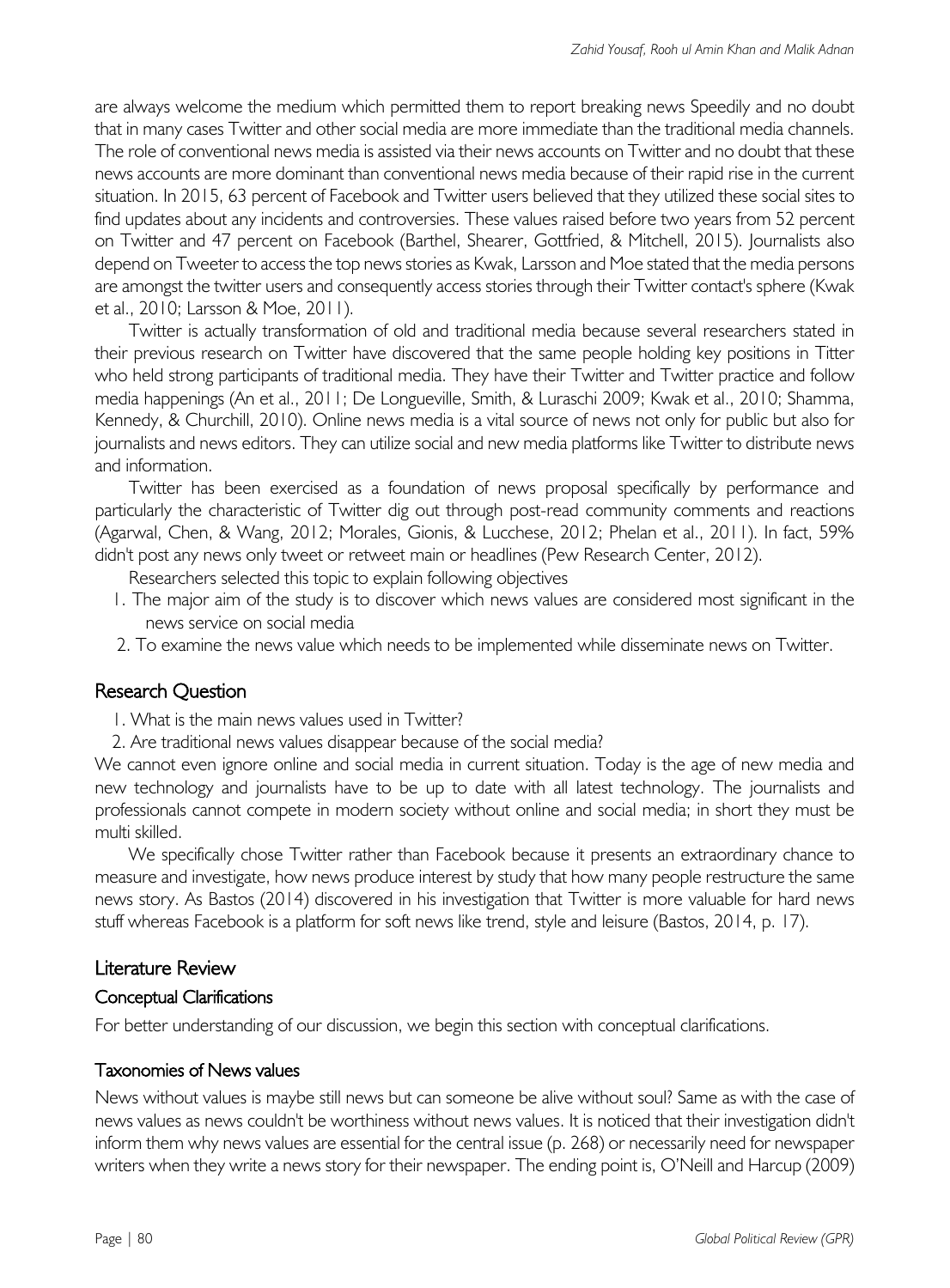are always welcome the medium which permitted them to report breaking news Speedily and no doubt that in many cases Twitter and other social media are more immediate than the traditional media channels. The role of conventional news media is assisted via their news accounts on Twitter and no doubt that these news accounts are more dominant than conventional news media because of their rapid rise in the current situation. In 2015, 63 percent of Facebook and Twitter users believed that they utilized these social sites to find updates about any incidents and controversies. These values raised before two years from 52 percent on Twitter and 47 percent on Facebook (Barthel, Shearer, Gottfried, & Mitchell, 2015). Journalists also depend on Tweeter to access the top news stories as Kwak, Larsson and Moe stated that the media persons are amongst the twitter users and consequently access stories through their Twitter contact's sphere (Kwak et al., 2010; Larsson & Moe, 2011).

Twitter is actually transformation of old and traditional media because several researchers stated in their previous research on Twitter have discovered that the same people holding key positions in Titter who held strong participants of traditional media. They have their Twitter and Twitter practice and follow media happenings (An et al., 2011; De Longueville, Smith, & Luraschi 2009; Kwak et al., 2010; Shamma, Kennedy, & Churchill, 2010). Online news media is a vital source of news not only for public but also for journalists and news editors. They can utilize social and new media platforms like Twitter to distribute news and information.

Twitter has been exercised as a foundation of news proposal specifically by performance and particularly the characteristic of Twitter dig out through post-read community comments and reactions (Agarwal, Chen, & Wang, 2012; Morales, Gionis, & Lucchese, 2012; Phelan et al., 2011). In fact, 59% didn't post any news only tweet or retweet main or headlines (Pew Research Center, 2012).

Researchers selected this topic to explain following objectives

1. The major aim of the study is to discover which news values are considered most significant in the news service on social media
2. To examine the news value which needs to be implemented while disseminate news on Twitter.

## Research Question

1. What is the main news values used in Twitter?
2. Are traditional news values disappear because of the social media?

We cannot even ignore online and social media in current situation. Today is the age of new media and new technology and journalists have to be up to date with all latest technology. The journalists and professionals cannot compete in modern society without online and social media; in short they must be multi skilled.

We specifically chose Twitter rather than Facebook because it presents an extraordinary chance to measure and investigate, how news produce interest by study that how many people restructure the same news story. As Bastos (2014) discovered in his investigation that Twitter is more valuable for hard news stuff whereas Facebook is a platform for soft news like trend, style and leisure (Bastos, 2014, p. 17).

## Literature Review

### Conceptual Clarifications

For better understanding of our discussion, we begin this section with conceptual clarifications.

### Taxonomies of News values

News without values is maybe still news but can someone be alive without soul? Same as with the case of news values as news couldn't be worthiness without news values. It is noticed that their investigation didn't inform them why news values are essential for the central issue (p. 268) or necessarily need for newspaper writers when they write a news story for their newspaper. The ending point is, O'Neill and Harcup (2009)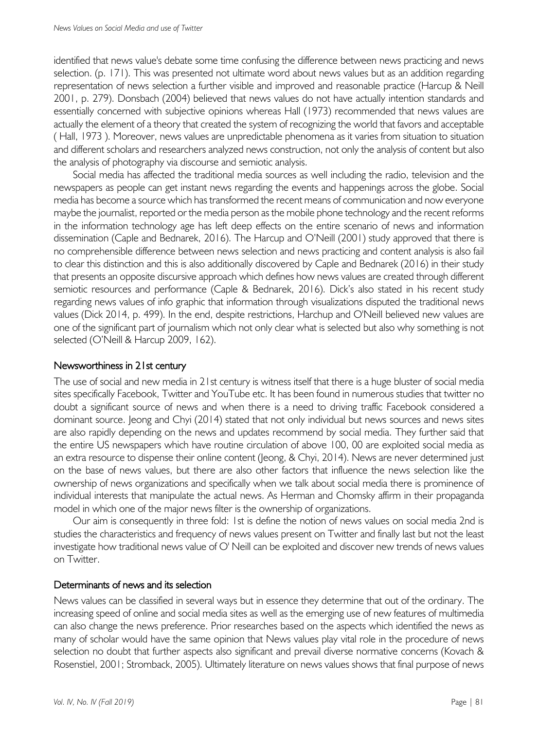identified that news value's debate some time confusing the difference between news practicing and news selection. (p. 171). This was presented not ultimate word about news values but as an addition regarding representation of news selection a further visible and improved and reasonable practice (Harcup & Neill 2001, p. 279). Donsbach (2004) believed that news values do not have actually intention standards and essentially concerned with subjective opinions whereas Hall (1973) recommended that news values are actually the element of a theory that created the system of recognizing the world that favors and acceptable ( Hall, 1973 ). Moreover, news values are unpredictable phenomena as it varies from situation to situation and different scholars and researchers analyzed news construction, not only the analysis of content but also the analysis of photography via discourse and semiotic analysis.

Social media has affected the traditional media sources as well including the radio, television and the newspapers as people can get instant news regarding the events and happenings across the globe. Social media has become a source which has transformed the recent means of communication and now everyone maybe the journalist, reported or the media person as the mobile phone technology and the recent reforms in the information technology age has left deep effects on the entire scenario of news and information dissemination (Caple and Bednarek, 2016). The Harcup and O'Neill (2001) study approved that there is no comprehensible difference between news selection and news practicing and content analysis is also fail to clear this distinction and this is also additionally discovered by Caple and Bednarek (2016) in their study that presents an opposite discursive approach which defines how news values are created through different semiotic resources and performance (Caple & Bednarek, 2016). Dick's also stated in his recent study regarding news values of info graphic that information through visualizations disputed the traditional news values (Dick 2014, p. 499). In the end, despite restrictions, Harchup and O'Neill believed new values are one of the significant part of journalism which not only clear what is selected but also why something is not selected (O'Neill & Harcup 2009, 162).

## Newsworthiness in 21st century

The use of social and new media in 21st century is witness itself that there is a huge bluster of social media sites specifically Facebook, Twitter and YouTube etc. It has been found in numerous studies that twitter no doubt a significant source of news and when there is a need to driving traffic Facebook considered a dominant source. Jeong and Chyi (2014) stated that not only individual but news sources and news sites are also rapidly depending on the news and updates recommend by social media. They further said that the entire US newspapers which have routine circulation of above 100, 00 are exploited social media as an extra resource to dispense their online content (Jeong, & Chyi, 2014). News are never determined just on the base of news values, but there are also other factors that influence the news selection like the ownership of news organizations and specifically when we talk about social media there is prominence of individual interests that manipulate the actual news. As Herman and Chomsky affirm in their propaganda model in which one of the major news filter is the ownership of organizations.

Our aim is consequently in three fold: 1st is define the notion of news values on social media 2nd is studies the characteristics and frequency of news values present on Twitter and finally last but not the least investigate how traditional news value of O' Neill can be exploited and discover new trends of news values on Twitter.

## Determinants of news and its selection

News values can be classified in several ways but in essence they determine that out of the ordinary. The increasing speed of online and social media sites as well as the emerging use of new features of multimedia can also change the news preference. Prior researches based on the aspects which identified the news as many of scholar would have the same opinion that News values play vital role in the procedure of news selection no doubt that further aspects also significant and prevail diverse normative concerns (Kovach & Rosenstiel, 2001; Stromback, 2005). Ultimately literature on news values shows that final purpose of news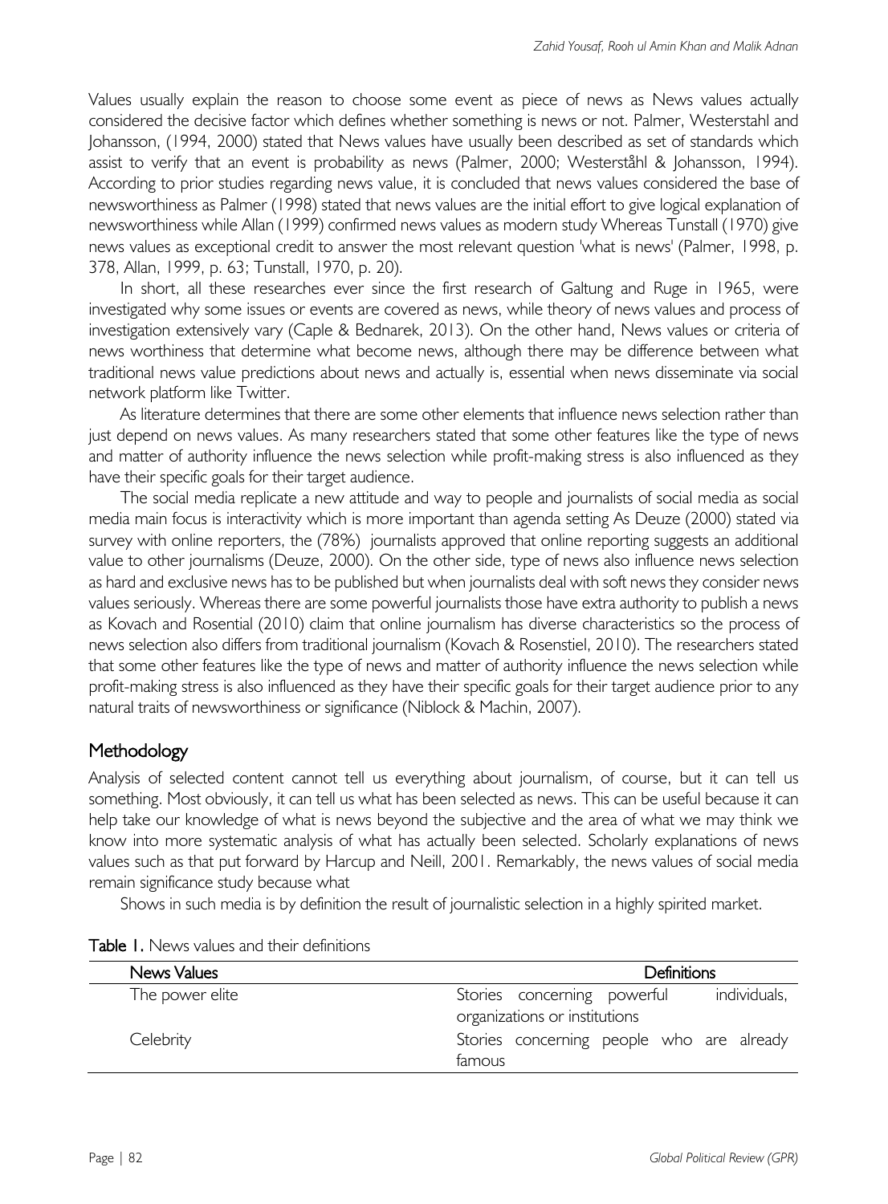Values usually explain the reason to choose some event as piece of news as News values actually considered the decisive factor which defines whether something is news or not. Palmer, Westerstahl and Johansson, (1994, 2000) stated that News values have usually been described as set of standards which assist to verify that an event is probability as news (Palmer, 2000; Westerståhl & Johansson, 1994). According to prior studies regarding news value, it is concluded that news values considered the base of newsworthiness as Palmer (1998) stated that news values are the initial effort to give logical explanation of newsworthiness while Allan (1999) confirmed news values as modern study Whereas Tunstall (1970) give news values as exceptional credit to answer the most relevant question 'what is news' (Palmer, 1998, p. 378, Allan, 1999, p. 63; Tunstall, 1970, p. 20).

In short, all these researches ever since the first research of Galtung and Ruge in 1965, were investigated why some issues or events are covered as news, while theory of news values and process of investigation extensively vary (Caple & Bednarek, 2013). On the other hand, News values or criteria of news worthiness that determine what become news, although there may be difference between what traditional news value predictions about news and actually is, essential when news disseminate via social network platform like Twitter.

As literature determines that there are some other elements that influence news selection rather than just depend on news values. As many researchers stated that some other features like the type of news and matter of authority influence the news selection while profit-making stress is also influenced as they have their specific goals for their target audience.

The social media replicate a new attitude and way to people and journalists of social media as social media main focus is interactivity which is more important than agenda setting As Deuze (2000) stated via survey with online reporters, the (78%) journalists approved that online reporting suggests an additional value to other journalisms (Deuze, 2000). On the other side, type of news also influence news selection as hard and exclusive news has to be published but when journalists deal with soft news they consider news values seriously. Whereas there are some powerful journalists those have extra authority to publish a news as Kovach and Rosential (2010) claim that online journalism has diverse characteristics so the process of news selection also differs from traditional journalism (Kovach & Rosenstiel, 2010). The researchers stated that some other features like the type of news and matter of authority influence the news selection while profit-making stress is also influenced as they have their specific goals for their target audience prior to any natural traits of newsworthiness or significance (Niblock & Machin, 2007).

## Methodology

Analysis of selected content cannot tell us everything about journalism, of course, but it can tell us something. Most obviously, it can tell us what has been selected as news. This can be useful because it can help take our knowledge of what is news beyond the subjective and the area of what we may think we know into more systematic analysis of what has actually been selected. Scholarly explanations of news values such as that put forward by Harcup and Neill, 2001. Remarkably, the news values of social media remain significance study because what

Shows in such media is by definition the result of journalistic selection in a highly spirited market.

**Table 1.** News values and their definitions

| News Values | Definitions |
|---|---|
| The power elite | Stories concerning powerful individuals, organizations or institutions |
| Celebrity | Stories concerning people who are already famous |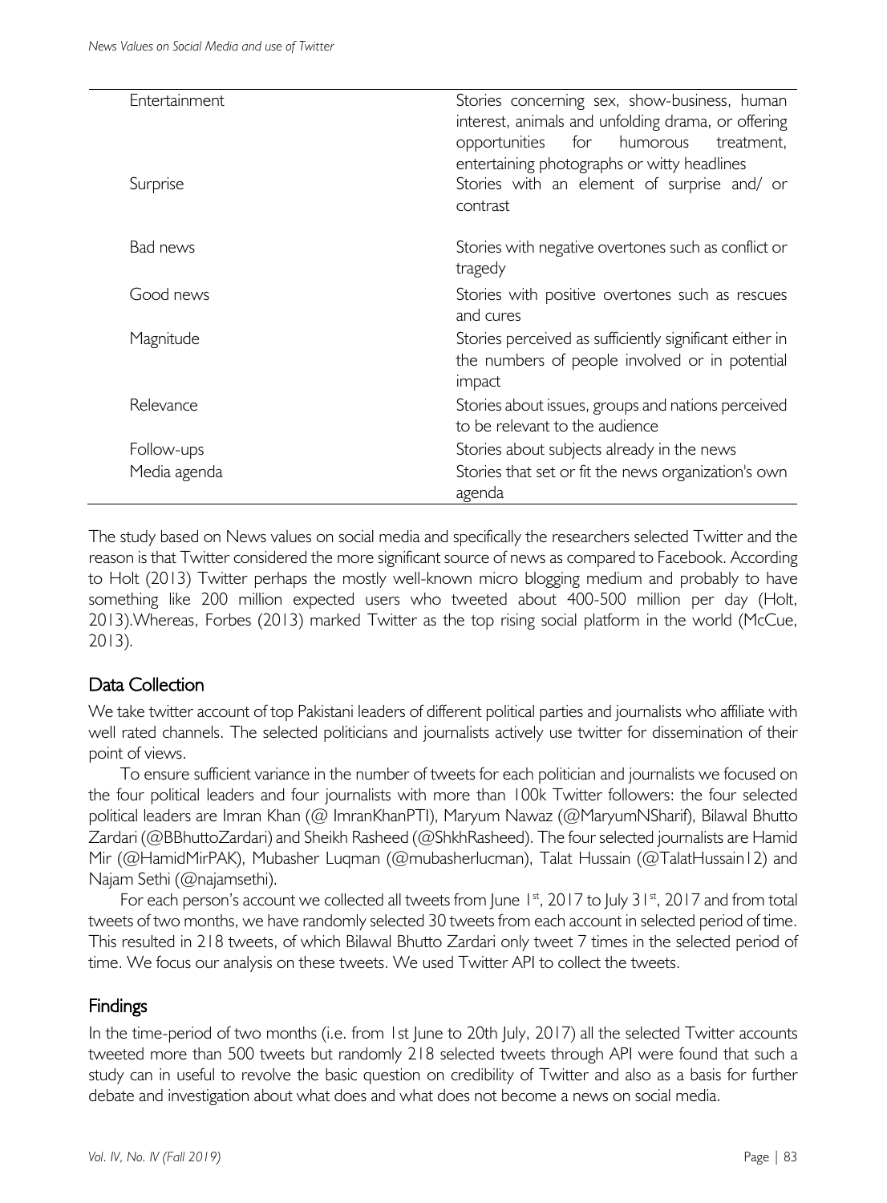| | |
|---|---|
| Entertainment | Stories concerning sex, show-business, human interest, animals and unfolding drama, or offering opportunities for humorous treatment, entertaining photographs or witty headlines |
| Surprise | Stories with an element of surprise and/ or contrast |
| Bad news | Stories with negative overtones such as conflict or tragedy |
| Good news | Stories with positive overtones such as rescues and cures |
| Magnitude | Stories perceived as sufficiently significant either in the numbers of people involved or in potential impact |
| Relevance | Stories about issues, groups and nations perceived to be relevant to the audience |
| Follow-ups | Stories about subjects already in the news |
| Media agenda | Stories that set or fit the news organization's own agenda |

The study based on News values on social media and specifically the researchers selected Twitter and the reason is that Twitter considered the more significant source of news as compared to Facebook. According to Holt (2013) Twitter perhaps the mostly well-known micro blogging medium and probably to have something like 200 million expected users who tweeted about 400-500 million per day (Holt, 2013).Whereas, Forbes (2013) marked Twitter as the top rising social platform in the world (McCue, 2013).

## Data Collection

We take twitter account of top Pakistani leaders of different political parties and journalists who affiliate with well rated channels. The selected politicians and journalists actively use twitter for dissemination of their point of views.

To ensure sufficient variance in the number of tweets for each politician and journalists we focused on the four political leaders and four journalists with more than 100k Twitter followers: the four selected political leaders are Imran Khan (@ ImranKhanPTI), Maryum Nawaz (@MaryumNSharif), Bilawal Bhutto Zardari (@BBhuttoZardari) and Sheikh Rasheed (@ShkhRasheed). The four selected journalists are Hamid Mir (@HamidMirPAK), Mubasher Luqman (@mubasherlucman), Talat Hussain (@TalatHussain12) and Najam Sethi (@najamsethi).

For each person's account we collected all tweets from June 1st, 2017 to July 31st, 2017 and from total tweets of two months, we have randomly selected 30 tweets from each account in selected period of time. This resulted in 218 tweets, of which Bilawal Bhutto Zardari only tweet 7 times in the selected period of time. We focus our analysis on these tweets. We used Twitter API to collect the tweets.

## Findings

In the time-period of two months (i.e. from 1st June to 20th July, 2017) all the selected Twitter accounts tweeted more than 500 tweets but randomly 218 selected tweets through API were found that such a study can in useful to revolve the basic question on credibility of Twitter and also as a basis for further debate and investigation about what does and what does not become a news on social media.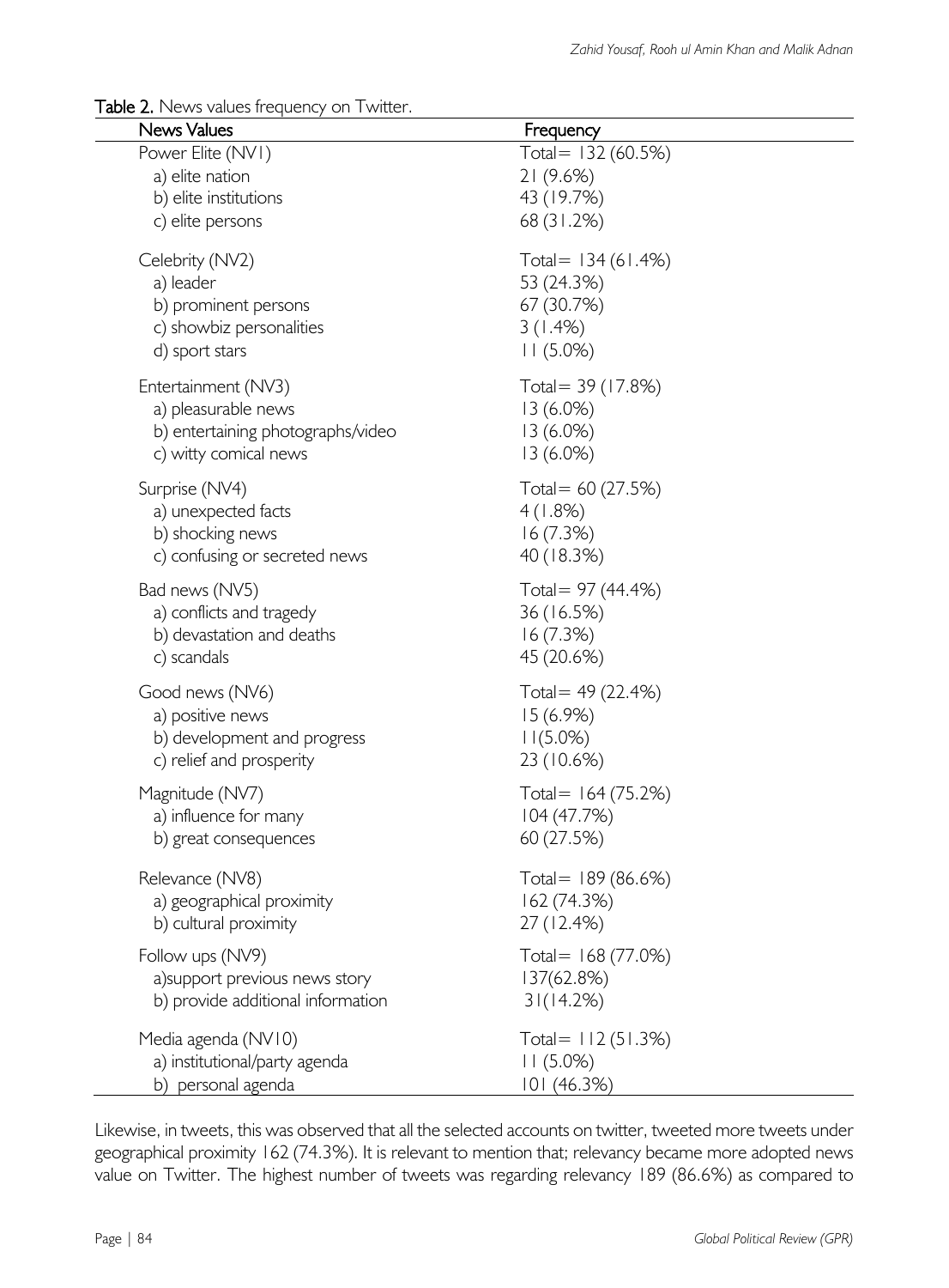**Table 2.** News values frequency on Twitter.

| News Values | Frequency |
|---|---|
| Power Elite (NV1) | Total= 132 (60.5%) |
| a) elite nation | 21 (9.6%) |
| b) elite institutions | 43 (19.7%) |
| c) elite persons | 68 (31.2%) |
| Celebrity (NV2) | Total= 134 (61.4%) |
| a) leader | 53 (24.3%) |
| b) prominent persons | 67 (30.7%) |
| c) showbiz personalities | 3 (1.4%) |
| d) sport stars | 11 (5.0%) |
| Entertainment (NV3) | Total= 39 (17.8%) |
| a) pleasurable news | 13 (6.0%) |
| b) entertaining photographs/video | 13 (6.0%) |
| c) witty comical news | 13 (6.0%) |
| Surprise (NV4) | Total= 60 (27.5%) |
| a) unexpected facts | 4 (1.8%) |
| b) shocking news | 16 (7.3%) |
| c) confusing or secreted news | 40 (18.3%) |
| Bad news (NV5) | Total= 97 (44.4%) |
| a) conflicts and tragedy | 36 (16.5%) |
| b) devastation and deaths | 16 (7.3%) |
| c) scandals | 45 (20.6%) |
| Good news (NV6) | Total= 49 (22.4%) |
| a) positive news | 15 (6.9%) |
| b) development and progress | 11(5.0%) |
| c) relief and prosperity | 23 (10.6%) |
| Magnitude (NV7) | Total= 164 (75.2%) |
| a) influence for many | 104 (47.7%) |
| b) great consequences | 60 (27.5%) |
| Relevance (NV8) | Total= 189 (86.6%) |
| a) geographical proximity | 162 (74.3%) |
| b) cultural proximity | 27 (12.4%) |
| Follow ups (NV9) | Total= 168 (77.0%) |
| a)support previous news story | 137(62.8%) |
| b) provide additional information | 31(14.2%) |
| Media agenda (NV10) | Total= 112 (51.3%) |
| a) institutional/party agenda | 11 (5.0%) |
| b) personal agenda | 101 (46.3%) |

Likewise, in tweets, this was observed that all the selected accounts on twitter, tweeted more tweets under geographical proximity 162 (74.3%). It is relevant to mention that; relevancy became more adopted news value on Twitter. The highest number of tweets was regarding relevancy 189 (86.6%) as compared to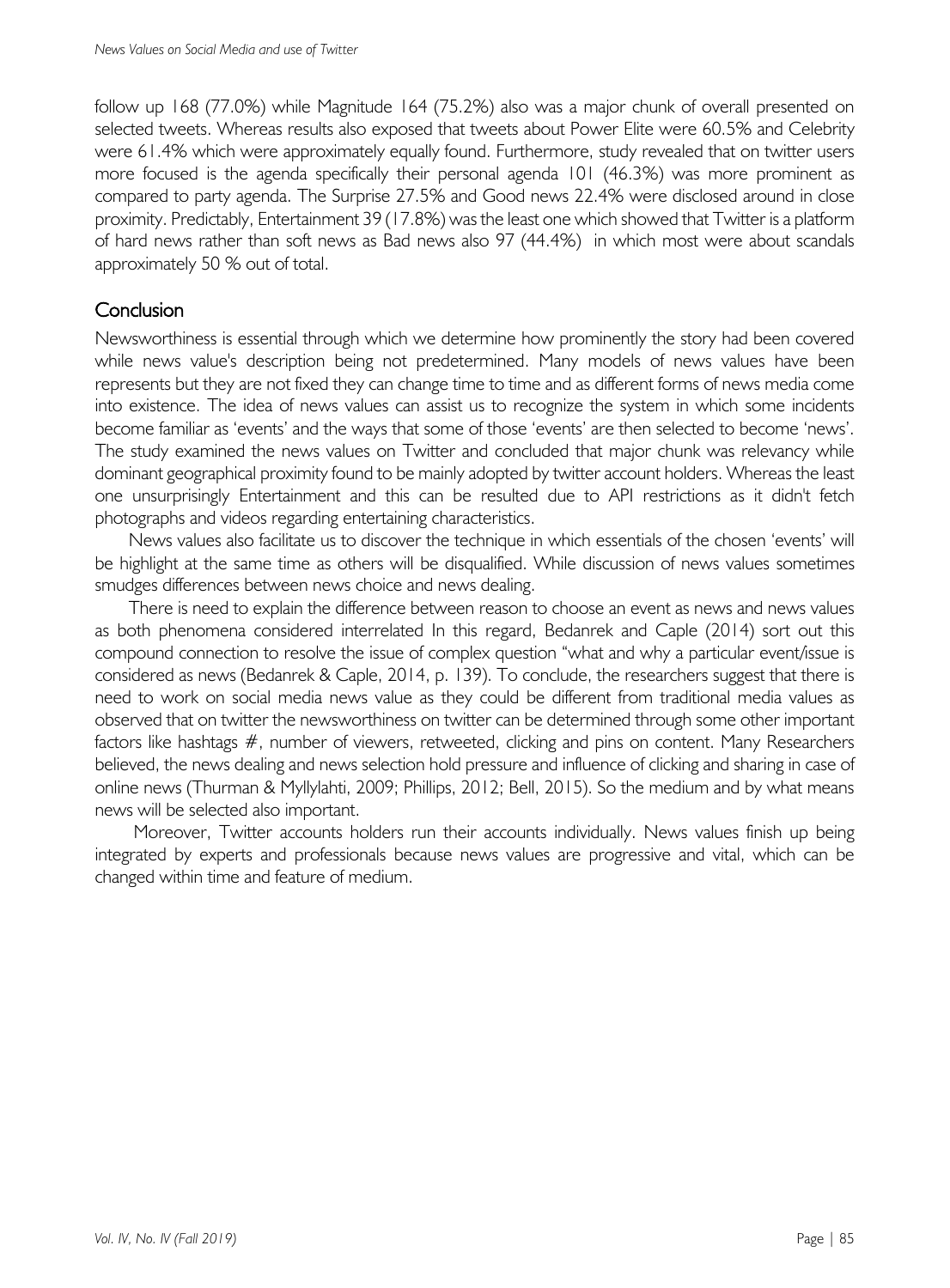follow up 168 (77.0%) while Magnitude 164 (75.2%) also was a major chunk of overall presented on selected tweets. Whereas results also exposed that tweets about Power Elite were 60.5% and Celebrity were 61.4% which were approximately equally found. Furthermore, study revealed that on twitter users more focused is the agenda specifically their personal agenda 101 (46.3%) was more prominent as compared to party agenda. The Surprise 27.5% and Good news 22.4% were disclosed around in close proximity. Predictably, Entertainment 39 (17.8%) was the least one which showed that Twitter is a platform of hard news rather than soft news as Bad news also 97 (44.4%) in which most were about scandals approximately 50 % out of total.

## Conclusion

Newsworthiness is essential through which we determine how prominently the story had been covered while news value's description being not predetermined. Many models of news values have been represents but they are not fixed they can change time to time and as different forms of news media come into existence. The idea of news values can assist us to recognize the system in which some incidents become familiar as 'events' and the ways that some of those 'events' are then selected to become 'news'. The study examined the news values on Twitter and concluded that major chunk was relevancy while dominant geographical proximity found to be mainly adopted by twitter account holders. Whereas the least one unsurprisingly Entertainment and this can be resulted due to API restrictions as it didn't fetch photographs and videos regarding entertaining characteristics.

News values also facilitate us to discover the technique in which essentials of the chosen 'events' will be highlight at the same time as others will be disqualified. While discussion of news values sometimes smudges differences between news choice and news dealing.

There is need to explain the difference between reason to choose an event as news and news values as both phenomena considered interrelated In this regard, Bedanrek and Caple (2014) sort out this compound connection to resolve the issue of complex question "what and why a particular event/issue is considered as news (Bedanrek & Caple, 2014, p. 139). To conclude, the researchers suggest that there is need to work on social media news value as they could be different from traditional media values as observed that on twitter the newsworthiness on twitter can be determined through some other important factors like hashtags #, number of viewers, retweeted, clicking and pins on content. Many Researchers believed, the news dealing and news selection hold pressure and influence of clicking and sharing in case of online news (Thurman & Myllylahti, 2009; Phillips, 2012; Bell, 2015). So the medium and by what means news will be selected also important.

Moreover, Twitter accounts holders run their accounts individually. News values finish up being integrated by experts and professionals because news values are progressive and vital, which can be changed within time and feature of medium.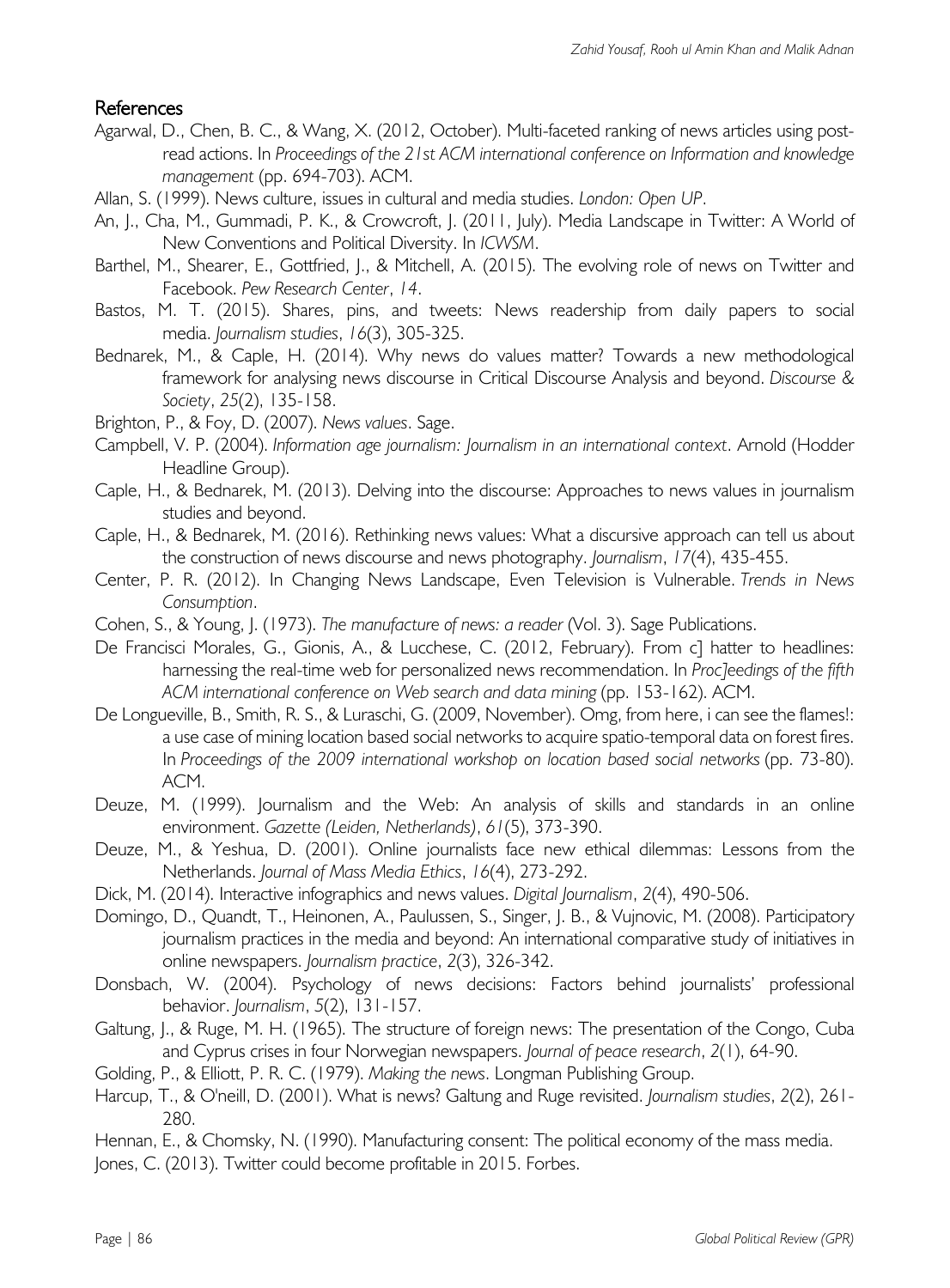## References

Agarwal, D., Chen, B. C., & Wang, X. (2012, October). Multi-faceted ranking of news articles using post-read actions. In *Proceedings of the 21st ACM international conference on Information and knowledge management* (pp. 694-703). ACM.

Allan, S. (1999). News culture, issues in cultural and media studies. *London: Open UP*.

An, J., Cha, M., Gummadi, P. K., & Crowcroft, J. (2011, July). Media Landscape in Twitter: A World of New Conventions and Political Diversity. In *ICWSM*.

Barthel, M., Shearer, E., Gottfried, J., & Mitchell, A. (2015). The evolving role of news on Twitter and Facebook. *Pew Research Center*, *14*.

Bastos, M. T. (2015). Shares, pins, and tweets: News readership from daily papers to social media. *Journalism studies*, *16*(3), 305-325.

Bednarek, M., & Caple, H. (2014). Why news do values matter? Towards a new methodological framework for analysing news discourse in Critical Discourse Analysis and beyond. *Discourse & Society*, *25*(2), 135-158.

Brighton, P., & Foy, D. (2007). *News values*. Sage.

Campbell, V. P. (2004). *Information age journalism: Journalism in an international context*. Arnold (Hodder Headline Group).

Caple, H., & Bednarek, M. (2013). Delving into the discourse: Approaches to news values in journalism studies and beyond.

Caple, H., & Bednarek, M. (2016). Rethinking news values: What a discursive approach can tell us about the construction of news discourse and news photography. *Journalism*, *17*(4), 435-455.

Center, P. R. (2012). In Changing News Landscape, Even Television is Vulnerable. *Trends in News Consumption*.

Cohen, S., & Young, J. (1973). *The manufacture of news: a reader* (Vol. 3). Sage Publications.

De Francisci Morales, G., Gionis, A., & Lucchese, C. (2012, February). From c] hatter to headlines: harnessing the real-time web for personalized news recommendation. In *Proc]eedings of the fifth ACM international conference on Web search and data mining* (pp. 153-162). ACM.

De Longueville, B., Smith, R. S., & Luraschi, G. (2009, November). Omg, from here, i can see the flames!: a use case of mining location based social networks to acquire spatio-temporal data on forest fires. In *Proceedings of the 2009 international workshop on location based social networks* (pp. 73-80). ACM.

Deuze, M. (1999). Journalism and the Web: An analysis of skills and standards in an online environment. *Gazette (Leiden, Netherlands)*, *61*(5), 373-390.

Deuze, M., & Yeshua, D. (2001). Online journalists face new ethical dilemmas: Lessons from the Netherlands. *Journal of Mass Media Ethics*, *16*(4), 273-292.

Dick, M. (2014). Interactive infographics and news values. *Digital Journalism*, *2*(4), 490-506.

Domingo, D., Quandt, T., Heinonen, A., Paulussen, S., Singer, J. B., & Vujnovic, M. (2008). Participatory journalism practices in the media and beyond: An international comparative study of initiatives in online newspapers. *Journalism practice*, *2*(3), 326-342.

Donsbach, W. (2004). Psychology of news decisions: Factors behind journalists' professional behavior. *Journalism*, *5*(2), 131-157.

Galtung, J., & Ruge, M. H. (1965). The structure of foreign news: The presentation of the Congo, Cuba and Cyprus crises in four Norwegian newspapers. *Journal of peace research*, *2*(1), 64-90.

Golding, P., & Elliott, P. R. C. (1979). *Making the news*. Longman Publishing Group.

Harcup, T., & O'neill, D. (2001). What is news? Galtung and Ruge revisited. *Journalism studies*, *2*(2), 261-280.

Hennan, E., & Chomsky, N. (1990). Manufacturing consent: The political economy of the mass media.

Jones, C. (2013). Twitter could become profitable in 2015. Forbes.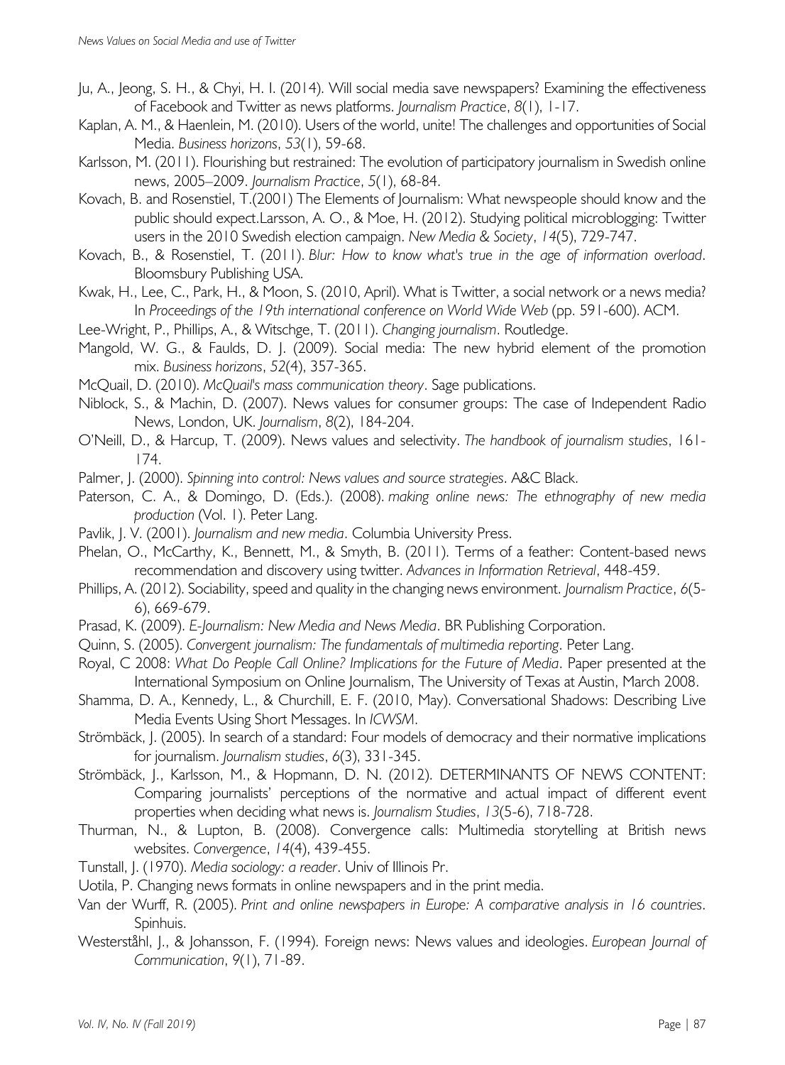Ju, A., Jeong, S. H., & Chyi, H. I. (2014). Will social media save newspapers? Examining the effectiveness of Facebook and Twitter as news platforms. *Journalism Practice*, *8*(1), 1-17.

Kaplan, A. M., & Haenlein, M. (2010). Users of the world, unite! The challenges and opportunities of Social Media. *Business horizons*, *53*(1), 59-68.

Karlsson, M. (2011). Flourishing but restrained: The evolution of participatory journalism in Swedish online news, 2005–2009. *Journalism Practice*, *5*(1), 68-84.

Kovach, B. and Rosenstiel, T.(2001) The Elements of Journalism: What newspeople should know and the public should expect.Larsson, A. O., & Moe, H. (2012). Studying political microblogging: Twitter users in the 2010 Swedish election campaign. *New Media & Society*, *14*(5), 729-747.

Kovach, B., & Rosenstiel, T. (2011). *Blur: How to know what's true in the age of information overload*. Bloomsbury Publishing USA.

Kwak, H., Lee, C., Park, H., & Moon, S. (2010, April). What is Twitter, a social network or a news media? In *Proceedings of the 19th international conference on World Wide Web* (pp. 591-600). ACM.

Lee-Wright, P., Phillips, A., & Witschge, T. (2011). *Changing journalism*. Routledge.

Mangold, W. G., & Faulds, D. J. (2009). Social media: The new hybrid element of the promotion mix. *Business horizons*, *52*(4), 357-365.

McQuail, D. (2010). *McQuail's mass communication theory*. Sage publications.

Niblock, S., & Machin, D. (2007). News values for consumer groups: The case of Independent Radio News, London, UK. *Journalism*, *8*(2), 184-204.

O'Neill, D., & Harcup, T. (2009). News values and selectivity. *The handbook of journalism studies*, 161-174.

Palmer, J. (2000). *Spinning into control: News values and source strategies*. A&C Black.

Paterson, C. A., & Domingo, D. (Eds.). (2008). *making online news: The ethnography of new media production* (Vol. 1). Peter Lang.

Pavlik, J. V. (2001). *Journalism and new media*. Columbia University Press.

Phelan, O., McCarthy, K., Bennett, M., & Smyth, B. (2011). Terms of a feather: Content-based news recommendation and discovery using twitter. *Advances in Information Retrieval*, 448-459.

Phillips, A. (2012). Sociability, speed and quality in the changing news environment. *Journalism Practice*, *6*(5-6), 669-679.

Prasad, K. (2009). *E-Journalism: New Media and News Media*. BR Publishing Corporation.

Quinn, S. (2005). *Convergent journalism: The fundamentals of multimedia reporting*. Peter Lang.

Royal, C 2008: *What Do People Call Online? Implications for the Future of Media*. Paper presented at the International Symposium on Online Journalism, The University of Texas at Austin, March 2008.

Shamma, D. A., Kennedy, L., & Churchill, E. F. (2010, May). Conversational Shadows: Describing Live Media Events Using Short Messages. In *ICWSM*.

Strömbäck, J. (2005). In search of a standard: Four models of democracy and their normative implications for journalism. *Journalism studies*, *6*(3), 331-345.

Strömbäck, J., Karlsson, M., & Hopmann, D. N. (2012). DETERMINANTS OF NEWS CONTENT: Comparing journalists' perceptions of the normative and actual impact of different event properties when deciding what news is. *Journalism Studies*, *13*(5-6), 718-728.

Thurman, N., & Lupton, B. (2008). Convergence calls: Multimedia storytelling at British news websites. *Convergence*, *14*(4), 439-455.

Tunstall, J. (1970). *Media sociology: a reader*. Univ of Illinois Pr.

Uotila, P. Changing news formats in online newspapers and in the print media.

Van der Wurff, R. (2005). *Print and online newspapers in Europe: A comparative analysis in 16 countries*. Spinhuis.

Westerståhl, J., & Johansson, F. (1994). Foreign news: News values and ideologies. *European Journal of Communication*, *9*(1), 71-89.